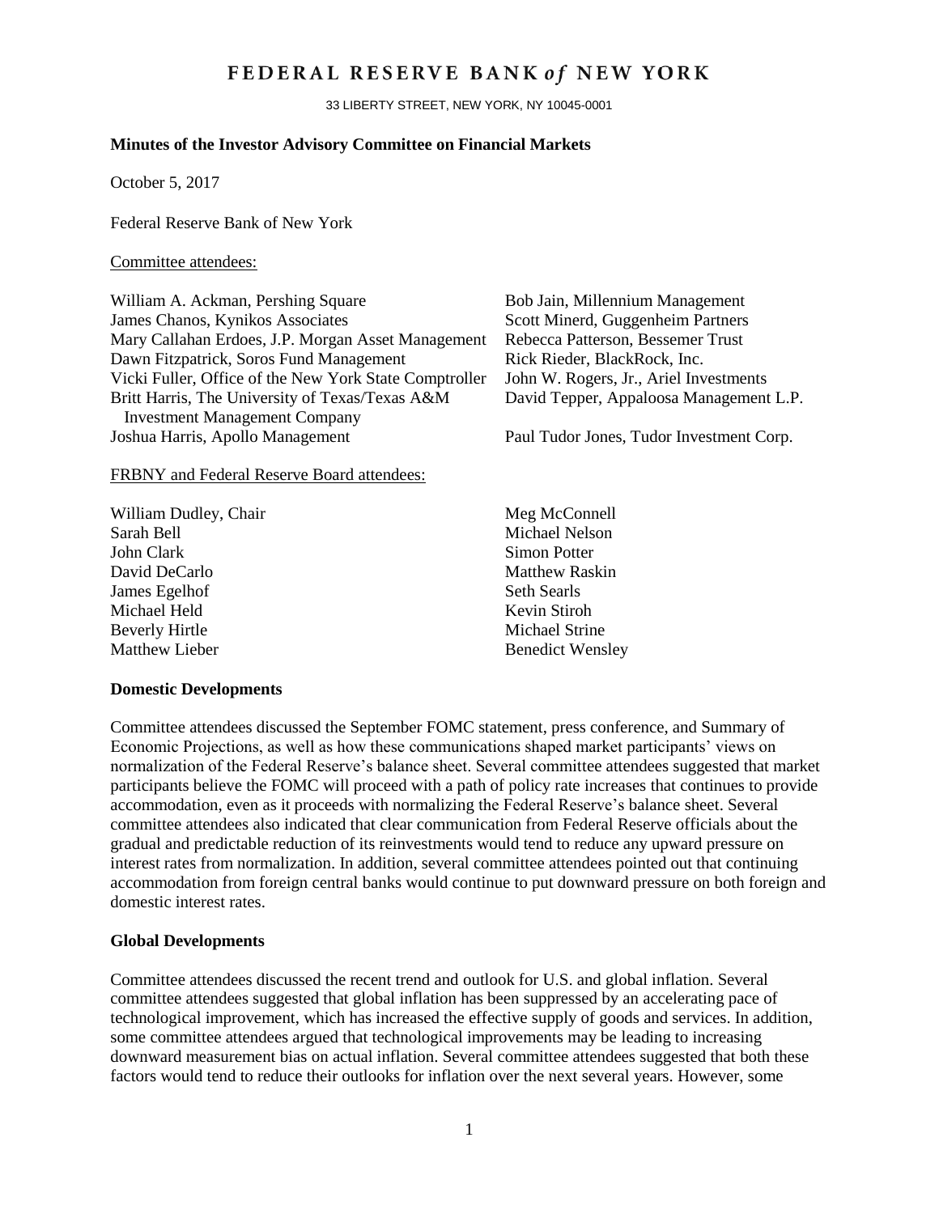# FEDERAL RESERVE BANK *of* NEW YORK

33 LIBERTY STREET, NEW YORK, NY 10045-0001

**Minutes of the Investor Advisory Committee on Financial Markets**

October 5, 2017

Federal Reserve Bank of New York

Committee attendees:

William A. Ackman, Pershing Square
James Chanos, Kynikos Associates
Mary Callahan Erdoes, J.P. Morgan Asset Management
Dawn Fitzpatrick, Soros Fund Management
Vicki Fuller, Office of the New York State Comptroller
Britt Harris, The University of Texas/Texas A&M Investment Management Company
Joshua Harris, Apollo Management
Bob Jain, Millennium Management
Scott Minerd, Guggenheim Partners
Rebecca Patterson, Bessemer Trust
Rick Rieder, BlackRock, Inc.
John W. Rogers, Jr., Ariel Investments
David Tepper, Appaloosa Management L.P.
Paul Tudor Jones, Tudor Investment Corp.

FRBNY and Federal Reserve Board attendees:

William Dudley, Chair
Sarah Bell
John Clark
David DeCarlo
James Egelhof
Michael Held
Beverly Hirtle
Matthew Lieber
Meg McConnell
Michael Nelson
Simon Potter
Matthew Raskin
Seth Searls
Kevin Stiroh
Michael Strine
Benedict Wensley

**Domestic Developments**

Committee attendees discussed the September FOMC statement, press conference, and Summary of Economic Projections, as well as how these communications shaped market participants' views on normalization of the Federal Reserve's balance sheet. Several committee attendees suggested that market participants believe the FOMC will proceed with a path of policy rate increases that continues to provide accommodation, even as it proceeds with normalizing the Federal Reserve's balance sheet. Several committee attendees also indicated that clear communication from Federal Reserve officials about the gradual and predictable reduction of its reinvestments would tend to reduce any upward pressure on interest rates from normalization. In addition, several committee attendees pointed out that continuing accommodation from foreign central banks would continue to put downward pressure on both foreign and domestic interest rates.

**Global Developments**

Committee attendees discussed the recent trend and outlook for U.S. and global inflation. Several committee attendees suggested that global inflation has been suppressed by an accelerating pace of technological improvement, which has increased the effective supply of goods and services. In addition, some committee attendees argued that technological improvements may be leading to increasing downward measurement bias on actual inflation. Several committee attendees suggested that both these factors would tend to reduce their outlooks for inflation over the next several years. However, some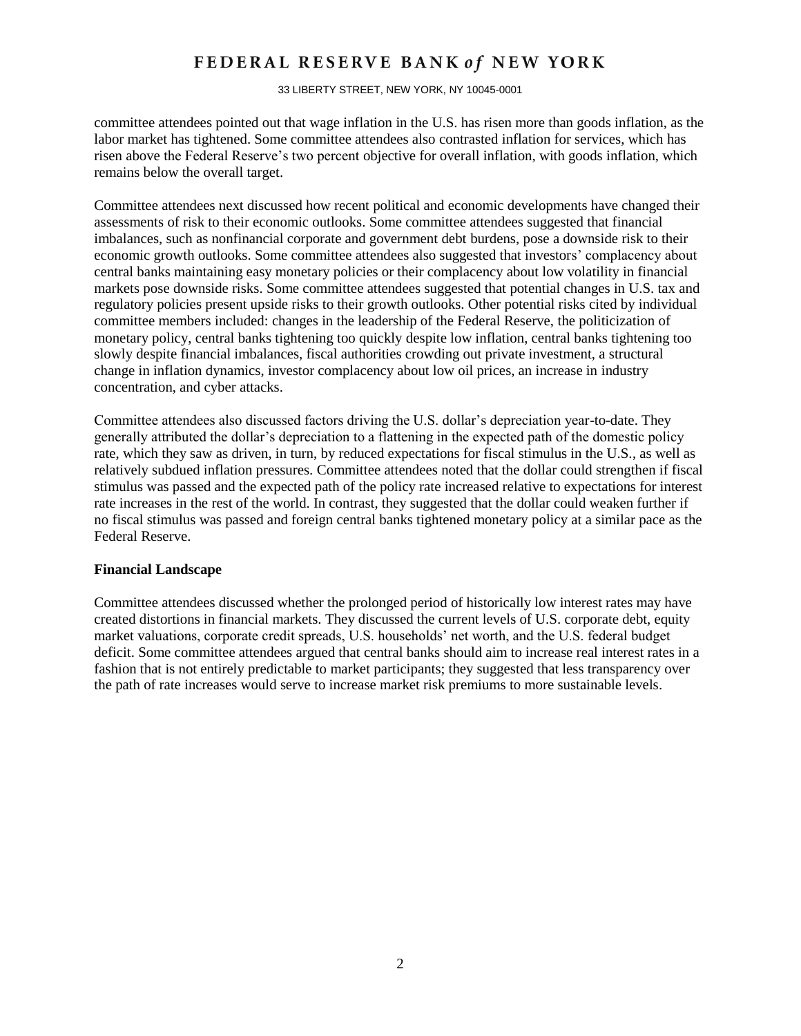committee attendees pointed out that wage inflation in the U.S. has risen more than goods inflation, as the labor market has tightened. Some committee attendees also contrasted inflation for services, which has risen above the Federal Reserve's two percent objective for overall inflation, with goods inflation, which remains below the overall target.

Committee attendees next discussed how recent political and economic developments have changed their assessments of risk to their economic outlooks. Some committee attendees suggested that financial imbalances, such as nonfinancial corporate and government debt burdens, pose a downside risk to their economic growth outlooks. Some committee attendees also suggested that investors' complacency about central banks maintaining easy monetary policies or their complacency about low volatility in financial markets pose downside risks. Some committee attendees suggested that potential changes in U.S. tax and regulatory policies present upside risks to their growth outlooks. Other potential risks cited by individual committee members included: changes in the leadership of the Federal Reserve, the politicization of monetary policy, central banks tightening too quickly despite low inflation, central banks tightening too slowly despite financial imbalances, fiscal authorities crowding out private investment, a structural change in inflation dynamics, investor complacency about low oil prices, an increase in industry concentration, and cyber attacks.

Committee attendees also discussed factors driving the U.S. dollar's depreciation year-to-date. They generally attributed the dollar's depreciation to a flattening in the expected path of the domestic policy rate, which they saw as driven, in turn, by reduced expectations for fiscal stimulus in the U.S., as well as relatively subdued inflation pressures. Committee attendees noted that the dollar could strengthen if fiscal stimulus was passed and the expected path of the policy rate increased relative to expectations for interest rate increases in the rest of the world. In contrast, they suggested that the dollar could weaken further if no fiscal stimulus was passed and foreign central banks tightened monetary policy at a similar pace as the Federal Reserve.

**Financial Landscape**

Committee attendees discussed whether the prolonged period of historically low interest rates may have created distortions in financial markets. They discussed the current levels of U.S. corporate debt, equity market valuations, corporate credit spreads, U.S. households' net worth, and the U.S. federal budget deficit. Some committee attendees argued that central banks should aim to increase real interest rates in a fashion that is not entirely predictable to market participants; they suggested that less transparency over the path of rate increases would serve to increase market risk premiums to more sustainable levels.